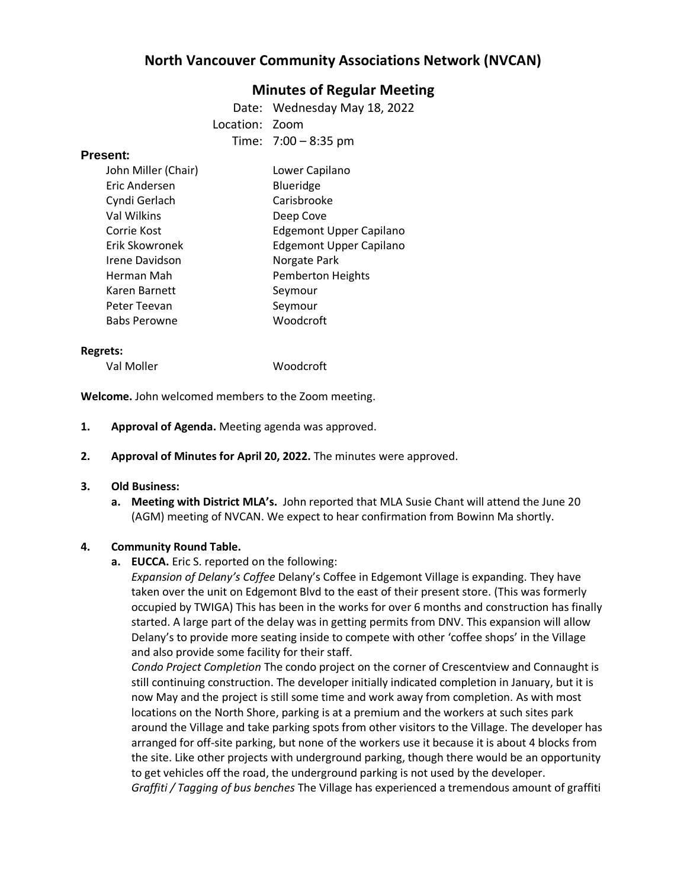# North Vancouver Community Associations Network (NVCAN)

## Minutes of Regular Meeting

Date: Wednesday May 18, 2022
Location: Zoom
Time: 7:00 – 8:35 pm

**Present:**

| | |
|---|---|
| John Miller (Chair) | Lower Capilano |
| Eric Andersen | Blueridge |
| Cyndi Gerlach | Carisbrooke |
| Val Wilkins | Deep Cove |
| Corrie Kost | Edgemont Upper Capilano |
| Erik Skowronek | Edgemont Upper Capilano |
| Irene Davidson | Norgate Park |
| Herman Mah | Pemberton Heights |
| Karen Barnett | Seymour |
| Peter Teevan | Seymour |
| Babs Perowne | Woodcroft |

**Regrets:**

| | |
|---|---|
| Val Moller | Woodcroft |

**Welcome.** John welcomed members to the Zoom meeting.

1. **Approval of Agenda.** Meeting agenda was approved.

2. **Approval of Minutes for April 20, 2022.** The minutes were approved.

3. **Old Business:**
   a. **Meeting with District MLA's.** John reported that MLA Susie Chant will attend the June 20 (AGM) meeting of NVCAN. We expect to hear confirmation from Bowinn Ma shortly.

4. **Community Round Table.**
   a. **EUCCA.** Eric S. reported on the following:
   *Expansion of Delany's Coffee* Delany's Coffee in Edgemont Village is expanding. They have taken over the unit on Edgemont Blvd to the east of their present store. (This was formerly occupied by TWIGA) This has been in the works for over 6 months and construction has finally started. A large part of the delay was in getting permits from DNV. This expansion will allow Delany's to provide more seating inside to compete with other 'coffee shops' in the Village and also provide some facility for their staff.
   *Condo Project Completion* The condo project on the corner of Crescentview and Connaught is still continuing construction. The developer initially indicated completion in January, but it is now May and the project is still some time and work away from completion. As with most locations on the North Shore, parking is at a premium and the workers at such sites park around the Village and take parking spots from other visitors to the Village. The developer has arranged for off-site parking, but none of the workers use it because it is about 4 blocks from the site. Like other projects with underground parking, though there would be an opportunity to get vehicles off the road, the underground parking is not used by the developer.
   *Graffiti / Tagging of bus benches* The Village has experienced a tremendous amount of graffiti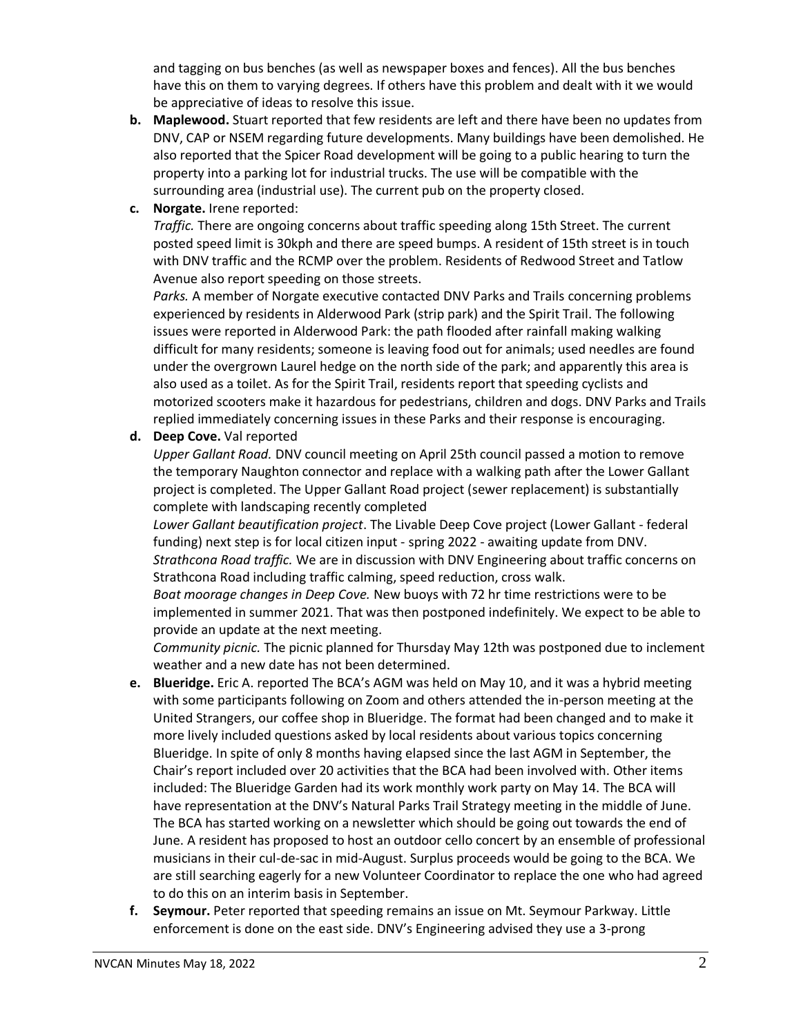and tagging on bus benches (as well as newspaper boxes and fences). All the bus benches have this on them to varying degrees. If others have this problem and dealt with it we would be appreciative of ideas to resolve this issue.

**b. Maplewood.** Stuart reported that few residents are left and there have been no updates from DNV, CAP or NSEM regarding future developments. Many buildings have been demolished. He also reported that the Spicer Road development will be going to a public hearing to turn the property into a parking lot for industrial trucks. The use will be compatible with the surrounding area (industrial use). The current pub on the property closed.

**c. Norgate.** Irene reported:

*Traffic.* There are ongoing concerns about traffic speeding along 15th Street. The current posted speed limit is 30kph and there are speed bumps. A resident of 15th street is in touch with DNV traffic and the RCMP over the problem. Residents of Redwood Street and Tatlow Avenue also report speeding on those streets.

*Parks.* A member of Norgate executive contacted DNV Parks and Trails concerning problems experienced by residents in Alderwood Park (strip park) and the Spirit Trail. The following issues were reported in Alderwood Park: the path flooded after rainfall making walking difficult for many residents; someone is leaving food out for animals; used needles are found under the overgrown Laurel hedge on the north side of the park; and apparently this area is also used as a toilet. As for the Spirit Trail, residents report that speeding cyclists and motorized scooters make it hazardous for pedestrians, children and dogs. DNV Parks and Trails replied immediately concerning issues in these Parks and their response is encouraging.

**d. Deep Cove.** Val reported

*Upper Gallant Road.* DNV council meeting on April 25th council passed a motion to remove the temporary Naughton connector and replace with a walking path after the Lower Gallant project is completed. The Upper Gallant Road project (sewer replacement) is substantially complete with landscaping recently completed

*Lower Gallant beautification project*. The Livable Deep Cove project (Lower Gallant - federal funding) next step is for local citizen input - spring 2022 - awaiting update from DNV.

*Strathcona Road traffic.* We are in discussion with DNV Engineering about traffic concerns on Strathcona Road including traffic calming, speed reduction, cross walk.

*Boat moorage changes in Deep Cove.* New buoys with 72 hr time restrictions were to be implemented in summer 2021. That was then postponed indefinitely. We expect to be able to provide an update at the next meeting.

*Community picnic.* The picnic planned for Thursday May 12th was postponed due to inclement weather and a new date has not been determined.

**e. Blueridge.** Eric A. reported The BCA's AGM was held on May 10, and it was a hybrid meeting with some participants following on Zoom and others attended the in-person meeting at the United Strangers, our coffee shop in Blueridge. The format had been changed and to make it more lively included questions asked by local residents about various topics concerning Blueridge. In spite of only 8 months having elapsed since the last AGM in September, the Chair's report included over 20 activities that the BCA had been involved with. Other items included: The Blueridge Garden had its work monthly work party on May 14. The BCA will have representation at the DNV's Natural Parks Trail Strategy meeting in the middle of June. The BCA has started working on a newsletter which should be going out towards the end of June. A resident has proposed to host an outdoor cello concert by an ensemble of professional musicians in their cul-de-sac in mid-August. Surplus proceeds would be going to the BCA. We are still searching eagerly for a new Volunteer Coordinator to replace the one who had agreed to do this on an interim basis in September.

**f. Seymour.** Peter reported that speeding remains an issue on Mt. Seymour Parkway. Little enforcement is done on the east side. DNV's Engineering advised they use a 3-prong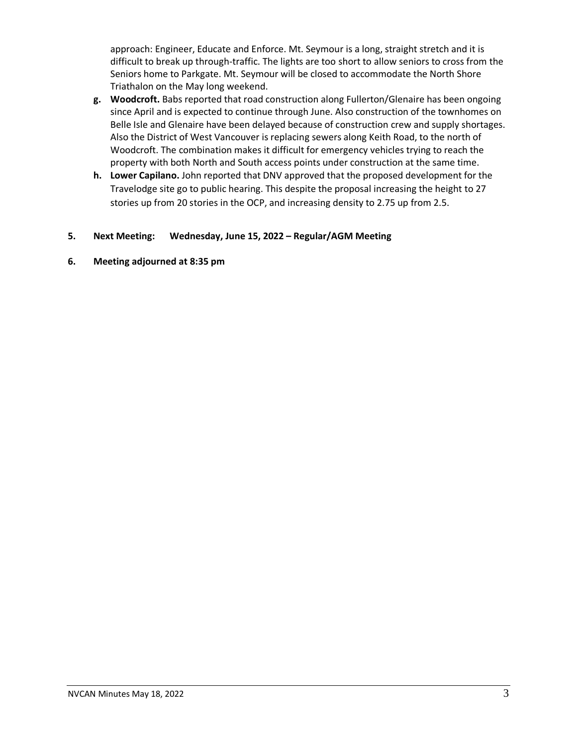approach: Engineer, Educate and Enforce. Mt. Seymour is a long, straight stretch and it is difficult to break up through-traffic. The lights are too short to allow seniors to cross from the Seniors home to Parkgate. Mt. Seymour will be closed to accommodate the North Shore Triathalon on the May long weekend.

g. **Woodcroft.** Babs reported that road construction along Fullerton/Glenaire has been ongoing since April and is expected to continue through June. Also construction of the townhomes on Belle Isle and Glenaire have been delayed because of construction crew and supply shortages. Also the District of West Vancouver is replacing sewers along Keith Road, to the north of Woodcroft. The combination makes it difficult for emergency vehicles trying to reach the property with both North and South access points under construction at the same time.

h. **Lower Capilano.** John reported that DNV approved that the proposed development for the Travelodge site go to public hearing. This despite the proposal increasing the height to 27 stories up from 20 stories in the OCP, and increasing density to 2.75 up from 2.5.

**5. Next Meeting: Wednesday, June 15, 2022 – Regular/AGM Meeting**

**6. Meeting adjourned at 8:35 pm**